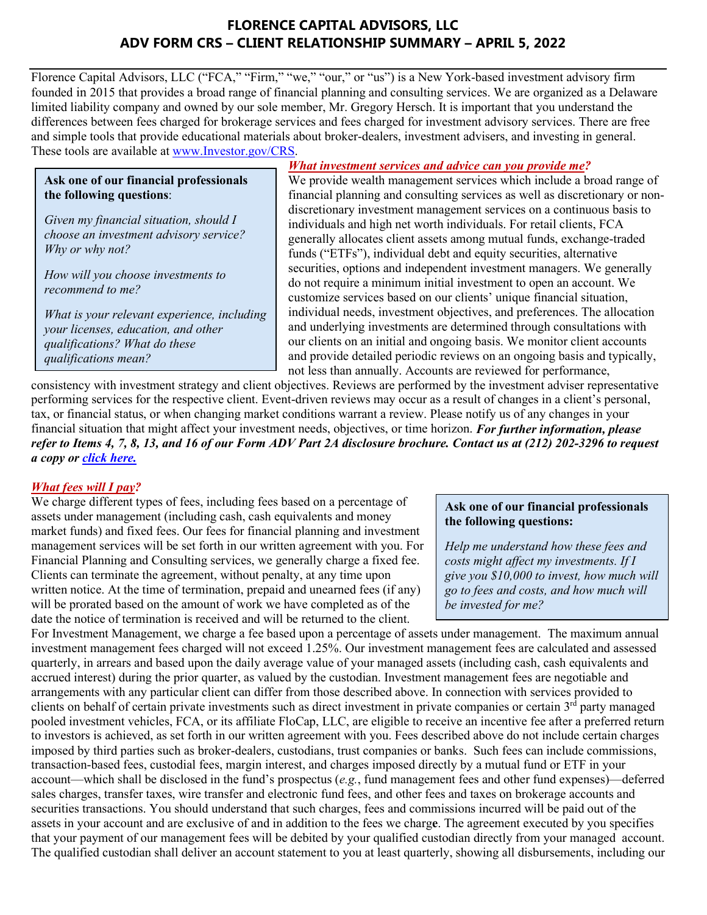# FLORENCE CAPITAL ADVISORS, LLC
## ADV FORM CRS – CLIENT RELATIONSHIP SUMMARY – APRIL 5, 2022

Florence Capital Advisors, LLC ("FCA," "Firm," "we," "our," or "us") is a New York-based investment advisory firm founded in 2015 that provides a broad range of financial planning and consulting services. We are organized as a Delaware limited liability company and owned by our sole member, Mr. Gregory Hersch. It is important that you understand the differences between fees charged for brokerage services and fees charged for investment advisory services. There are free and simple tools that provide educational materials about broker-dealers, investment advisers, and investing in general. These tools are available at [www.Investor.gov/CRS](www.Investor.gov/CRS).

> **Ask one of our financial professionals the following questions**:
>
> *Given my financial situation, should I choose an investment advisory service? Why or why not?*
>
> *How will you choose investments to recommend to me?*
>
> *What is your relevant experience, including your licenses, education, and other qualifications? What do these qualifications mean?*

### *What investment services and advice can you provide me?*

We provide wealth management services which include a broad range of financial planning and consulting services as well as discretionary or non-discretionary investment management services on a continuous basis to individuals and high net worth individuals. For retail clients, FCA generally allocates client assets among mutual funds, exchange-traded funds ("ETFs"), individual debt and equity securities, alternative securities, options and independent investment managers. We generally do not require a minimum initial investment to open an account. We customize services based on our clients' unique financial situation, individual needs, investment objectives, and preferences. The allocation and underlying investments are determined through consultations with our clients on an initial and ongoing basis. We monitor client accounts and provide detailed periodic reviews on an ongoing basis and typically, not less than annually. Accounts are reviewed for performance, consistency with investment strategy and client objectives. Reviews are performed by the investment adviser representative performing services for the respective client. Event-driven reviews may occur as a result of changes in a client's personal, tax, or financial status, or when changing market conditions warrant a review. Please notify us of any changes in your financial situation that might affect your investment needs, objectives, or time horizon. ***For further information, please refer to Items 4, 7, 8, 13, and 16 of our Form ADV Part 2A disclosure brochure. Contact us at (212) 202-3296 to request a copy or click here.***

### *What fees will I pay?*

> **Ask one of our financial professionals the following questions:**
>
> *Help me understand how these fees and costs might affect my investments. If I give you $10,000 to invest, how much will go to fees and costs, and how much will be invested for me?*

We charge different types of fees, including fees based on a percentage of assets under management (including cash, cash equivalents and money market funds) and fixed fees. Our fees for financial planning and investment management services will be set forth in our written agreement with you. For Financial Planning and Consulting services, we generally charge a fixed fee. Clients can terminate the agreement, without penalty, at any time upon written notice. At the time of termination, prepaid and unearned fees (if any) will be prorated based on the amount of work we have completed as of the date the notice of termination is received and will be returned to the client. For Investment Management, we charge a fee based upon a percentage of assets under management. The maximum annual investment management fees charged will not exceed 1.25%. Our investment management fees are calculated and assessed quarterly, in arrears and based upon the daily average value of your managed assets (including cash, cash equivalents and accrued interest) during the prior quarter, as valued by the custodian. Investment management fees are negotiable and arrangements with any particular client can differ from those described above. In connection with services provided to clients on behalf of certain private investments such as direct investment in private companies or certain 3rd party managed pooled investment vehicles, FCA, or its affiliate FloCap, LLC, are eligible to receive an incentive fee after a preferred return to investors is achieved, as set forth in our written agreement with you. Fees described above do not include certain charges imposed by third parties such as broker-dealers, custodians, trust companies or banks. Such fees can include commissions, transaction-based fees, custodial fees, margin interest, and charges imposed directly by a mutual fund or ETF in your account—which shall be disclosed in the fund's prospectus (*e.g.*, fund management fees and other fund expenses)—deferred sales charges, transfer taxes, wire transfer and electronic fund fees, and other fees and taxes on brokerage accounts and securities transactions. You should understand that such charges, fees and commissions incurred will be paid out of the assets in your account and are exclusive of and in addition to the fees we charge. The agreement executed by you specifies that your payment of our management fees will be debited by your qualified custodian directly from your managed account. The qualified custodian shall deliver an account statement to you at least quarterly, showing all disbursements, including our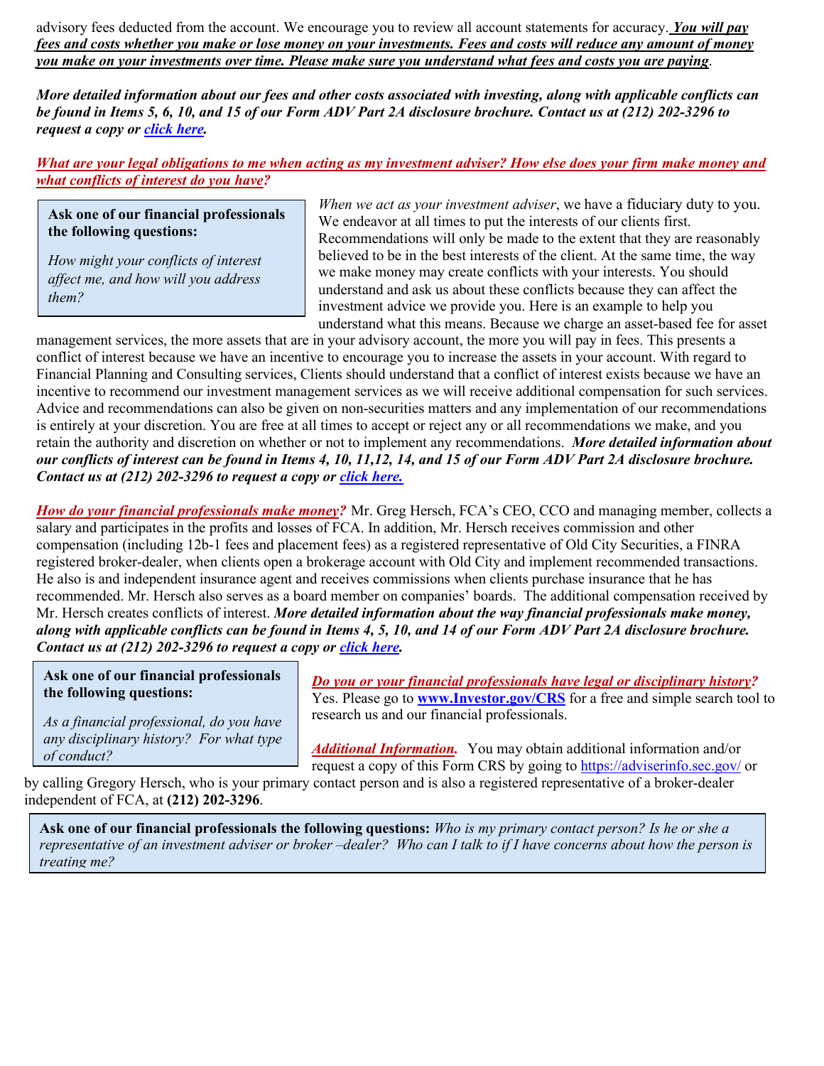advisory fees deducted from the account. We encourage you to review all account statements for accuracy. ***You will pay fees and costs whether you make or lose money on your investments. Fees and costs will reduce any amount of money you make on your investments over time. Please make sure you understand what fees and costs you are paying***.

***More detailed information about our fees and other costs associated with investing, along with applicable conflicts can be found in Items 5, 6, 10, and 15 of our Form ADV Part 2A disclosure brochure. Contact us at (212) 202-3296 to request a copy or click here.***

***What are your legal obligations to me when acting as my investment adviser? How else does your firm make money and what conflicts of interest do you have?***

> **Ask one of our financial professionals the following questions:**
>
> *How might your conflicts of interest affect me, and how will you address them?*

*When we act as your investment adviser*, we have a fiduciary duty to you. We endeavor at all times to put the interests of our clients first. Recommendations will only be made to the extent that they are reasonably believed to be in the best interests of the client. At the same time, the way we make money may create conflicts with your interests. You should understand and ask us about these conflicts because they can affect the investment advice we provide you. Here is an example to help you understand what this means. Because we charge an asset-based fee for asset management services, the more assets that are in your advisory account, the more you will pay in fees. This presents a conflict of interest because we have an incentive to encourage you to increase the assets in your account. With regard to Financial Planning and Consulting services, Clients should understand that a conflict of interest exists because we have an incentive to recommend our investment management services as we will receive additional compensation for such services. Advice and recommendations can also be given on non-securities matters and any implementation of our recommendations is entirely at your discretion. You are free at all times to accept or reject any or all recommendations we make, and you retain the authority and discretion on whether or not to implement any recommendations. ***More detailed information about our conflicts of interest can be found in Items 4, 10, 11,12, 14, and 15 of our Form ADV Part 2A disclosure brochure. Contact us at (212) 202-3296 to request a copy or click here.***

***How do your financial professionals make money?*** Mr. Greg Hersch, FCA's CEO, CCO and managing member, collects a salary and participates in the profits and losses of FCA. In addition, Mr. Hersch receives commission and other compensation (including 12b-1 fees and placement fees) as a registered representative of Old City Securities, a FINRA registered broker-dealer, when clients open a brokerage account with Old City and implement recommended transactions. He also is and independent insurance agent and receives commissions when clients purchase insurance that he has recommended. Mr. Hersch also serves as a board member on companies' boards. The additional compensation received by Mr. Hersch creates conflicts of interest. ***More detailed information about the way financial professionals make money, along with applicable conflicts can be found in Items 4, 5, 10, and 14 of our Form ADV Part 2A disclosure brochure. Contact us at (212) 202-3296 to request a copy or click here.***

> **Ask one of our financial professionals the following questions:**
>
> *As a financial professional, do you have any disciplinary history? For what type of conduct?*

***Do you or your financial professionals have legal or disciplinary history?*** Yes. Please go to **www.Investor.gov/CRS** for a free and simple search tool to research us and our financial professionals.

***Additional Information.*** You may obtain additional information and/or request a copy of this Form CRS by going to https://adviserinfo.sec.gov/ or by calling Gregory Hersch, who is your primary contact person and is also a registered representative of a broker-dealer independent of FCA, at **(212) 202-3296**.

> **Ask one of our financial professionals the following questions:** *Who is my primary contact person? Is he or she a representative of an investment adviser or broker –dealer? Who can I talk to if I have concerns about how the person is treating me?*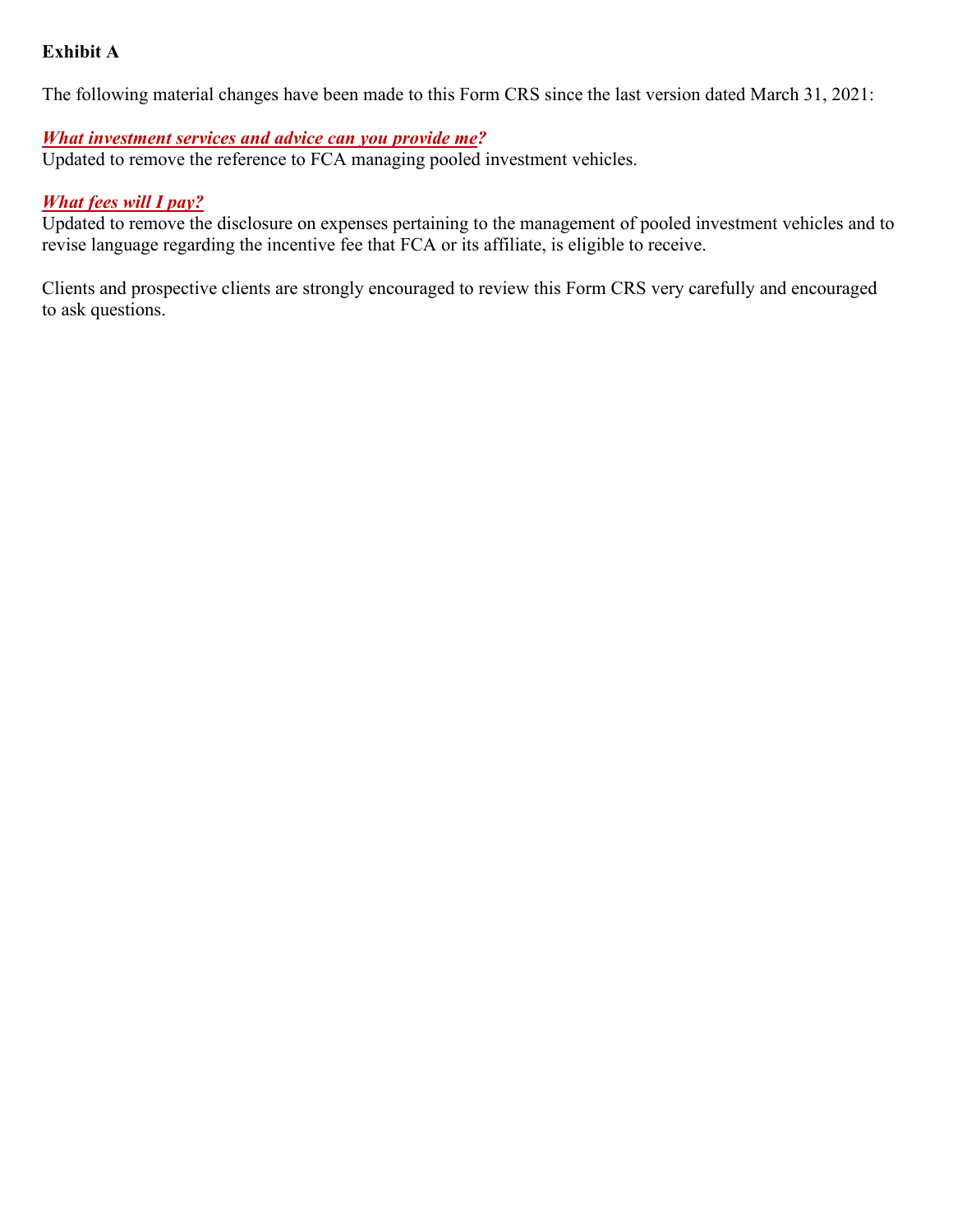**Exhibit A**

The following material changes have been made to this Form CRS since the last version dated March 31, 2021:

***What investment services and advice can you provide me?***

Updated to remove the reference to FCA managing pooled investment vehicles.

***What fees will I pay?***

Updated to remove the disclosure on expenses pertaining to the management of pooled investment vehicles and to revise language regarding the incentive fee that FCA or its affiliate, is eligible to receive.

Clients and prospective clients are strongly encouraged to review this Form CRS very carefully and encouraged to ask questions.